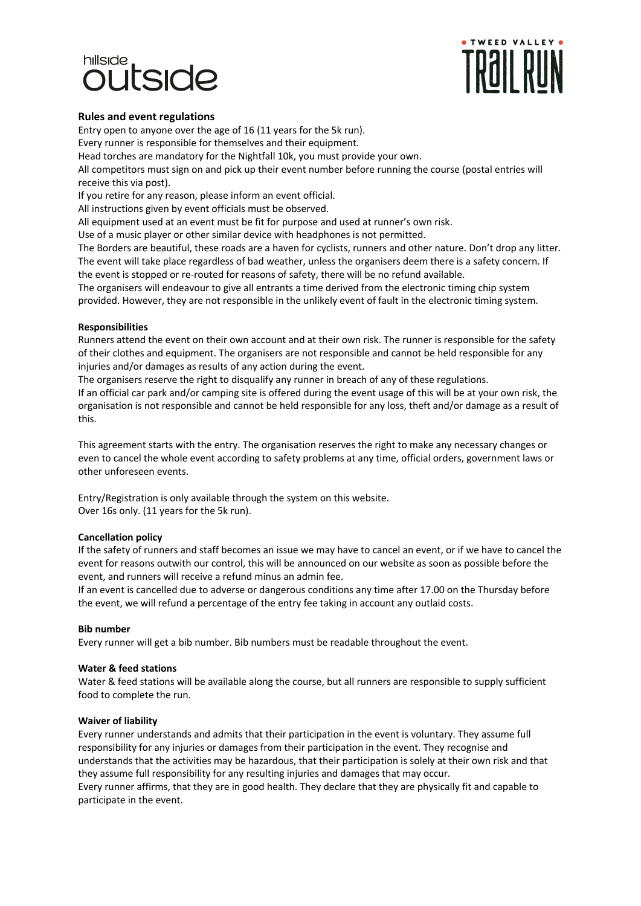hillside outside

TWEED VALLEY TRAIL RUN

## Rules and event regulations

Entry open to anyone over the age of 16 (11 years for the 5k run).
Every runner is responsible for themselves and their equipment.
Head torches are mandatory for the Nightfall 10k, you must provide your own.
All competitors must sign on and pick up their event number before running the course (postal entries will receive this via post).
If you retire for any reason, please inform an event official.
All instructions given by event officials must be observed.
All equipment used at an event must be fit for purpose and used at runner's own risk.
Use of a music player or other similar device with headphones is not permitted.
The Borders are beautiful, these roads are a haven for cyclists, runners and other nature. Don't drop any litter.
The event will take place regardless of bad weather, unless the organisers deem there is a safety concern. If the event is stopped or re-routed for reasons of safety, there will be no refund available.
The organisers will endeavour to give all entrants a time derived from the electronic timing chip system provided. However, they are not responsible in the unlikely event of fault in the electronic timing system.

### Responsibilities

Runners attend the event on their own account and at their own risk. The runner is responsible for the safety of their clothes and equipment. The organisers are not responsible and cannot be held responsible for any injuries and/or damages as results of any action during the event.
The organisers reserve the right to disqualify any runner in breach of any of these regulations.
If an official car park and/or camping site is offered during the event usage of this will be at your own risk, the organisation is not responsible and cannot be held responsible for any loss, theft and/or damage as a result of this.

This agreement starts with the entry. The organisation reserves the right to make any necessary changes or even to cancel the whole event according to safety problems at any time, official orders, government laws or other unforeseen events.

Entry/Registration is only available through the system on this website.
Over 16s only. (11 years for the 5k run).

### Cancellation policy

If the safety of runners and staff becomes an issue we may have to cancel an event, or if we have to cancel the event for reasons outwith our control, this will be announced on our website as soon as possible before the event, and runners will receive a refund minus an admin fee.
If an event is cancelled due to adverse or dangerous conditions any time after 17.00 on the Thursday before the event, we will refund a percentage of the entry fee taking in account any outlaid costs.

### Bib number

Every runner will get a bib number. Bib numbers must be readable throughout the event.

### Water & feed stations

Water & feed stations will be available along the course, but all runners are responsible to supply sufficient food to complete the run.

### Waiver of liability

Every runner understands and admits that their participation in the event is voluntary. They assume full responsibility for any injuries or damages from their participation in the event. They recognise and understands that the activities may be hazardous, that their participation is solely at their own risk and that they assume full responsibility for any resulting injuries and damages that may occur.
Every runner affirms, that they are in good health. They declare that they are physically fit and capable to participate in the event.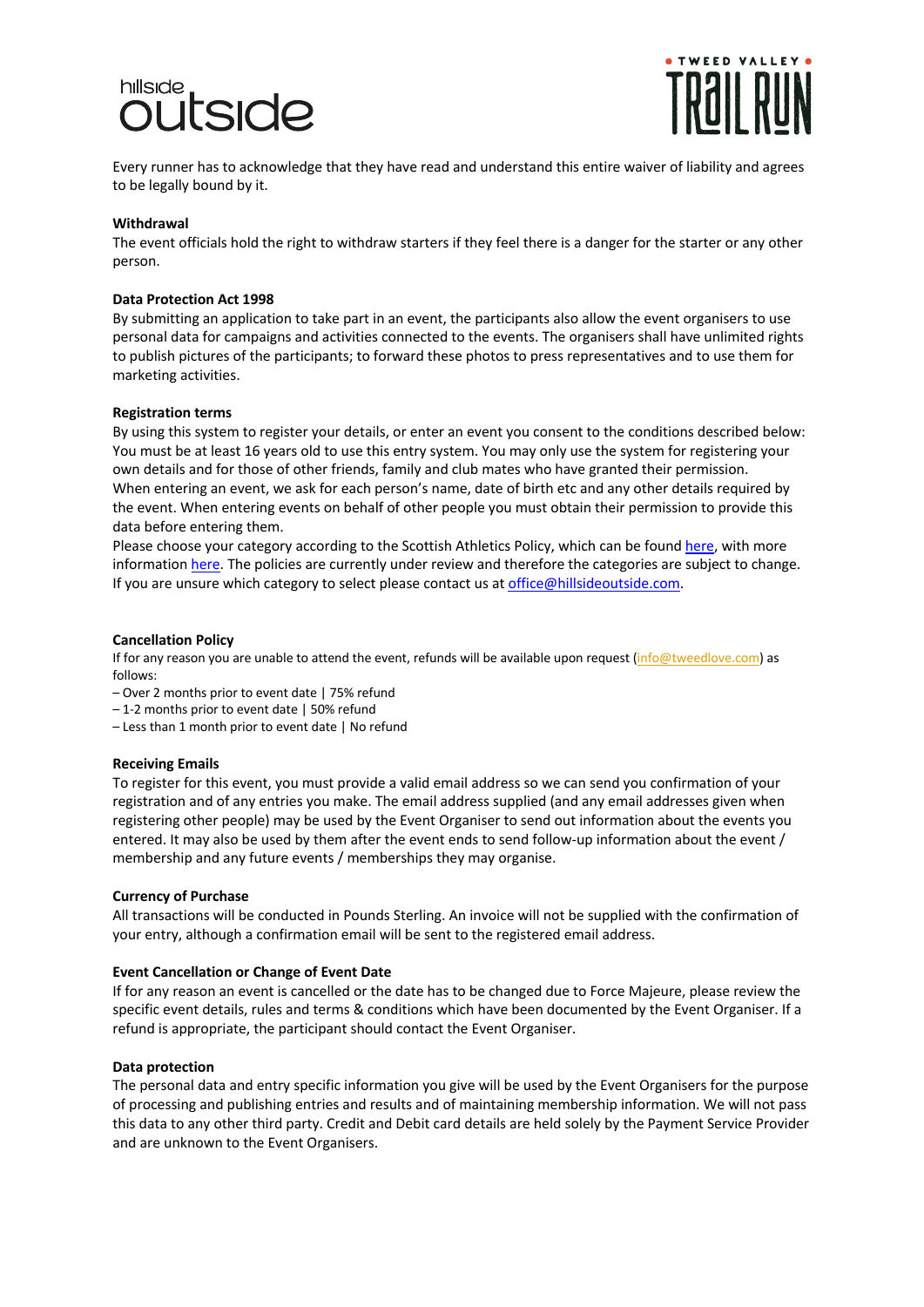Every runner has to acknowledge that they have read and understand this entire waiver of liability and agrees to be legally bound by it.

**Withdrawal**
The event officials hold the right to withdraw starters if they feel there is a danger for the starter or any other person.

**Data Protection Act 1998**
By submitting an application to take part in an event, the participants also allow the event organisers to use personal data for campaigns and activities connected to the events. The organisers shall have unlimited rights to publish pictures of the participants; to forward these photos to press representatives and to use them for marketing activities.

**Registration terms**
By using this system to register your details, or enter an event you consent to the conditions described below: You must be at least 16 years old to use this entry system. You may only use the system for registering your own details and for those of other friends, family and club mates who have granted their permission.
When entering an event, we ask for each person's name, date of birth etc and any other details required by the event. When entering events on behalf of other people you must obtain their permission to provide this data before entering them.
Please choose your category according to the Scottish Athletics Policy, which can be found here, with more information here. The policies are currently under review and therefore the categories are subject to change. If you are unsure which category to select please contact us at office@hillsideoutside.com.

**Cancellation Policy**
If for any reason you are unable to attend the event, refunds will be available upon request (info@tweedlove.com) as follows:
– Over 2 months prior to event date | 75% refund
– 1-2 months prior to event date | 50% refund
– Less than 1 month prior to event date | No refund

**Receiving Emails**
To register for this event, you must provide a valid email address so we can send you confirmation of your registration and of any entries you make. The email address supplied (and any email addresses given when registering other people) may be used by the Event Organiser to send out information about the events you entered. It may also be used by them after the event ends to send follow-up information about the event / membership and any future events / memberships they may organise.

**Currency of Purchase**
All transactions will be conducted in Pounds Sterling. An invoice will not be supplied with the confirmation of your entry, although a confirmation email will be sent to the registered email address.

**Event Cancellation or Change of Event Date**
If for any reason an event is cancelled or the date has to be changed due to Force Majeure, please review the specific event details, rules and terms & conditions which have been documented by the Event Organiser. If a refund is appropriate, the participant should contact the Event Organiser.

**Data protection**
The personal data and entry specific information you give will be used by the Event Organisers for the purpose of processing and publishing entries and results and of maintaining membership information. We will not pass this data to any other third party. Credit and Debit card details are held solely by the Payment Service Provider and are unknown to the Event Organisers.